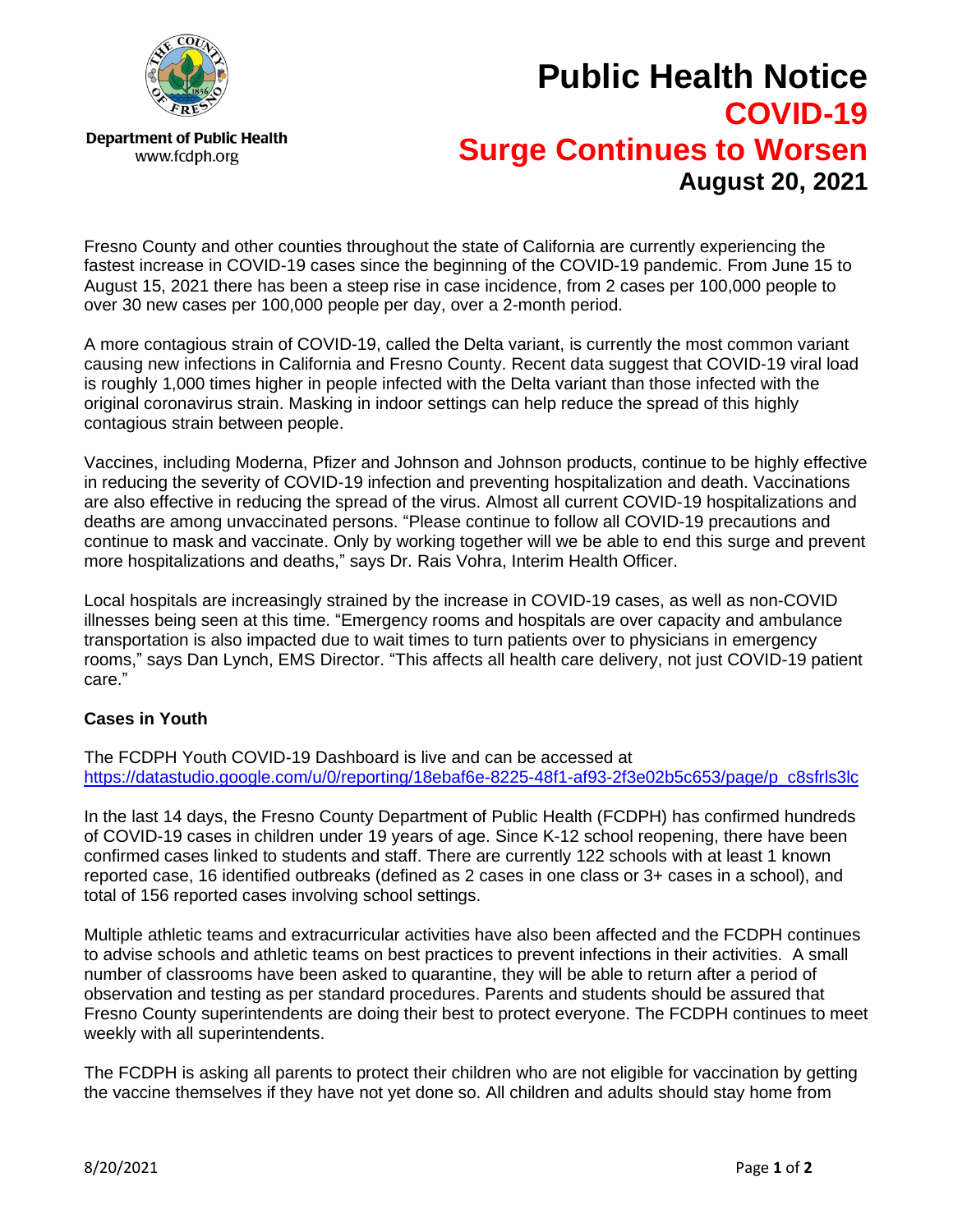Department of Public Health
www.fcdph.org

# Public Health Notice

## COVID-19

## Surge Continues to Worsen

**August 20, 2021**

Fresno County and other counties throughout the state of California are currently experiencing the fastest increase in COVID-19 cases since the beginning of the COVID-19 pandemic. From June 15 to August 15, 2021 there has been a steep rise in case incidence, from 2 cases per 100,000 people to over 30 new cases per 100,000 people per day, over a 2-month period.

A more contagious strain of COVID-19, called the Delta variant, is currently the most common variant causing new infections in California and Fresno County. Recent data suggest that COVID-19 viral load is roughly 1,000 times higher in people infected with the Delta variant than those infected with the original coronavirus strain. Masking in indoor settings can help reduce the spread of this highly contagious strain between people.

Vaccines, including Moderna, Pfizer and Johnson and Johnson products, continue to be highly effective in reducing the severity of COVID-19 infection and preventing hospitalization and death. Vaccinations are also effective in reducing the spread of the virus. Almost all current COVID-19 hospitalizations and deaths are among unvaccinated persons. "Please continue to follow all COVID-19 precautions and continue to mask and vaccinate. Only by working together will we be able to end this surge and prevent more hospitalizations and deaths," says Dr. Rais Vohra, Interim Health Officer.

Local hospitals are increasingly strained by the increase in COVID-19 cases, as well as non-COVID illnesses being seen at this time. "Emergency rooms and hospitals are over capacity and ambulance transportation is also impacted due to wait times to turn patients over to physicians in emergency rooms," says Dan Lynch, EMS Director. "This affects all health care delivery, not just COVID-19 patient care."

**Cases in Youth**

The FCDPH Youth COVID-19 Dashboard is live and can be accessed at https://datastudio.google.com/u/0/reporting/18ebaf6e-8225-48f1-af93-2f3e02b5c653/page/p_c8sfrls3lc

In the last 14 days, the Fresno County Department of Public Health (FCDPH) has confirmed hundreds of COVID-19 cases in children under 19 years of age. Since K-12 school reopening, there have been confirmed cases linked to students and staff. There are currently 122 schools with at least 1 known reported case, 16 identified outbreaks (defined as 2 cases in one class or 3+ cases in a school), and total of 156 reported cases involving school settings.

Multiple athletic teams and extracurricular activities have also been affected and the FCDPH continues to advise schools and athletic teams on best practices to prevent infections in their activities. A small number of classrooms have been asked to quarantine, they will be able to return after a period of observation and testing as per standard procedures. Parents and students should be assured that Fresno County superintendents are doing their best to protect everyone. The FCDPH continues to meet weekly with all superintendents.

The FCDPH is asking all parents to protect their children who are not eligible for vaccination by getting the vaccine themselves if they have not yet done so. All children and adults should stay home from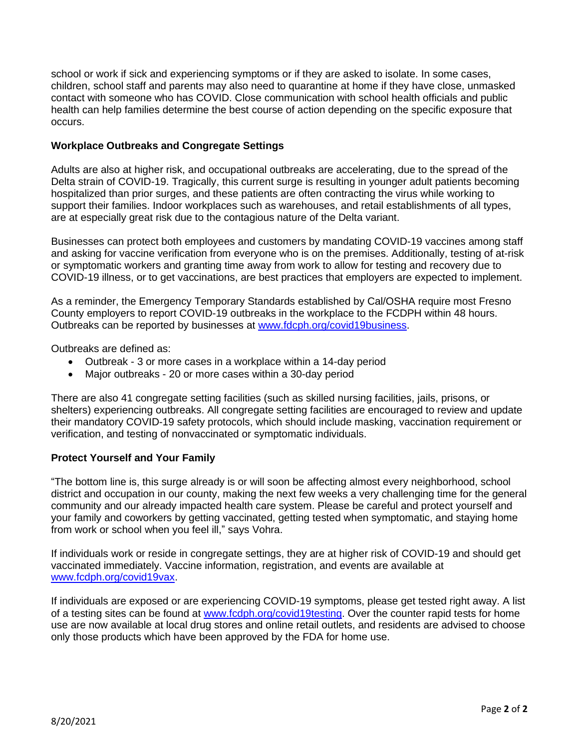school or work if sick and experiencing symptoms or if they are asked to isolate. In some cases, children, school staff and parents may also need to quarantine at home if they have close, unmasked contact with someone who has COVID. Close communication with school health officials and public health can help families determine the best course of action depending on the specific exposure that occurs.

**Workplace Outbreaks and Congregate Settings**

Adults are also at higher risk, and occupational outbreaks are accelerating, due to the spread of the Delta strain of COVID-19. Tragically, this current surge is resulting in younger adult patients becoming hospitalized than prior surges, and these patients are often contracting the virus while working to support their families. Indoor workplaces such as warehouses, and retail establishments of all types, are at especially great risk due to the contagious nature of the Delta variant.

Businesses can protect both employees and customers by mandating COVID-19 vaccines among staff and asking for vaccine verification from everyone who is on the premises. Additionally, testing of at-risk or symptomatic workers and granting time away from work to allow for testing and recovery due to COVID-19 illness, or to get vaccinations, are best practices that employers are expected to implement.

As a reminder, the Emergency Temporary Standards established by Cal/OSHA require most Fresno County employers to report COVID-19 outbreaks in the workplace to the FCDPH within 48 hours. Outbreaks can be reported by businesses at www.fdcph.org/covid19business.

Outbreaks are defined as:

- Outbreak - 3 or more cases in a workplace within a 14-day period
- Major outbreaks - 20 or more cases within a 30-day period

There are also 41 congregate setting facilities (such as skilled nursing facilities, jails, prisons, or shelters) experiencing outbreaks. All congregate setting facilities are encouraged to review and update their mandatory COVID-19 safety protocols, which should include masking, vaccination requirement or verification, and testing of nonvaccinated or symptomatic individuals.

**Protect Yourself and Your Family**

"The bottom line is, this surge already is or will soon be affecting almost every neighborhood, school district and occupation in our county, making the next few weeks a very challenging time for the general community and our already impacted health care system. Please be careful and protect yourself and your family and coworkers by getting vaccinated, getting tested when symptomatic, and staying home from work or school when you feel ill," says Vohra.

If individuals work or reside in congregate settings, they are at higher risk of COVID-19 and should get vaccinated immediately. Vaccine information, registration, and events are available at www.fcdph.org/covid19vax.

If individuals are exposed or are experiencing COVID-19 symptoms, please get tested right away. A list of a testing sites can be found at www.fcdph.org/covid19testing. Over the counter rapid tests for home use are now available at local drug stores and online retail outlets, and residents are advised to choose only those products which have been approved by the FDA for home use.

8/20/2021